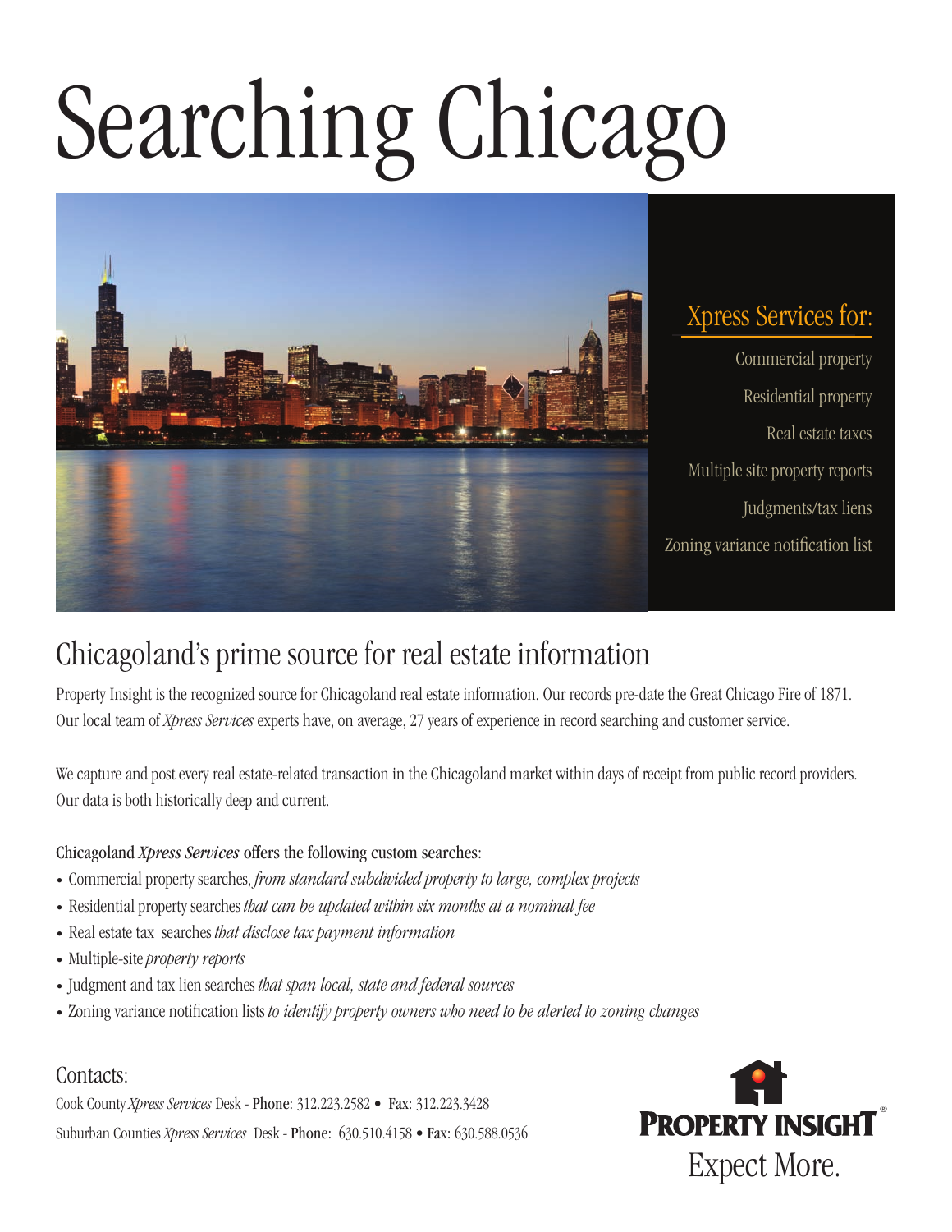# Searching Chicago

## Xpress Services for:

Commercial property

Residential property

Real estate taxes

Multiple site property reports

Judgments/tax liens

Zoning variance notification list

## Chicagoland's prime source for real estate information

Property Insight is the recognized source for Chicagoland real estate information. Our records pre-date the Great Chicago Fire of 1871. Our local team of *Xpress Services* experts have, on average, 27 years of experience in record searching and customer service.

We capture and post every real estate-related transaction in the Chicagoland market within days of receipt from public record providers. Our data is both historically deep and current.

Chicagoland *Xpress Services* offers the following custom searches:

- Commercial property searches, *from standard subdivided property to large, complex projects*
- Residential property searches *that can be updated within six months at a nominal fee*
- Real estate tax searches *that disclose tax payment information*
- Multiple-site *property reports*
- Judgment and tax lien searches *that span local, state and federal sources*
- Zoning variance notification lists *to identify property owners who need to be alerted to zoning changes*

### Contacts:

Cook County *Xpress Services* Desk - **Phone:** 312.223.2582 • **Fax:** 312.223.3428

Suburban Counties *Xpress Services* Desk - **Phone:** 630.510.4158 • **Fax:** 630.588.0536

**PROPERTY INSIGHT®**

Expect More.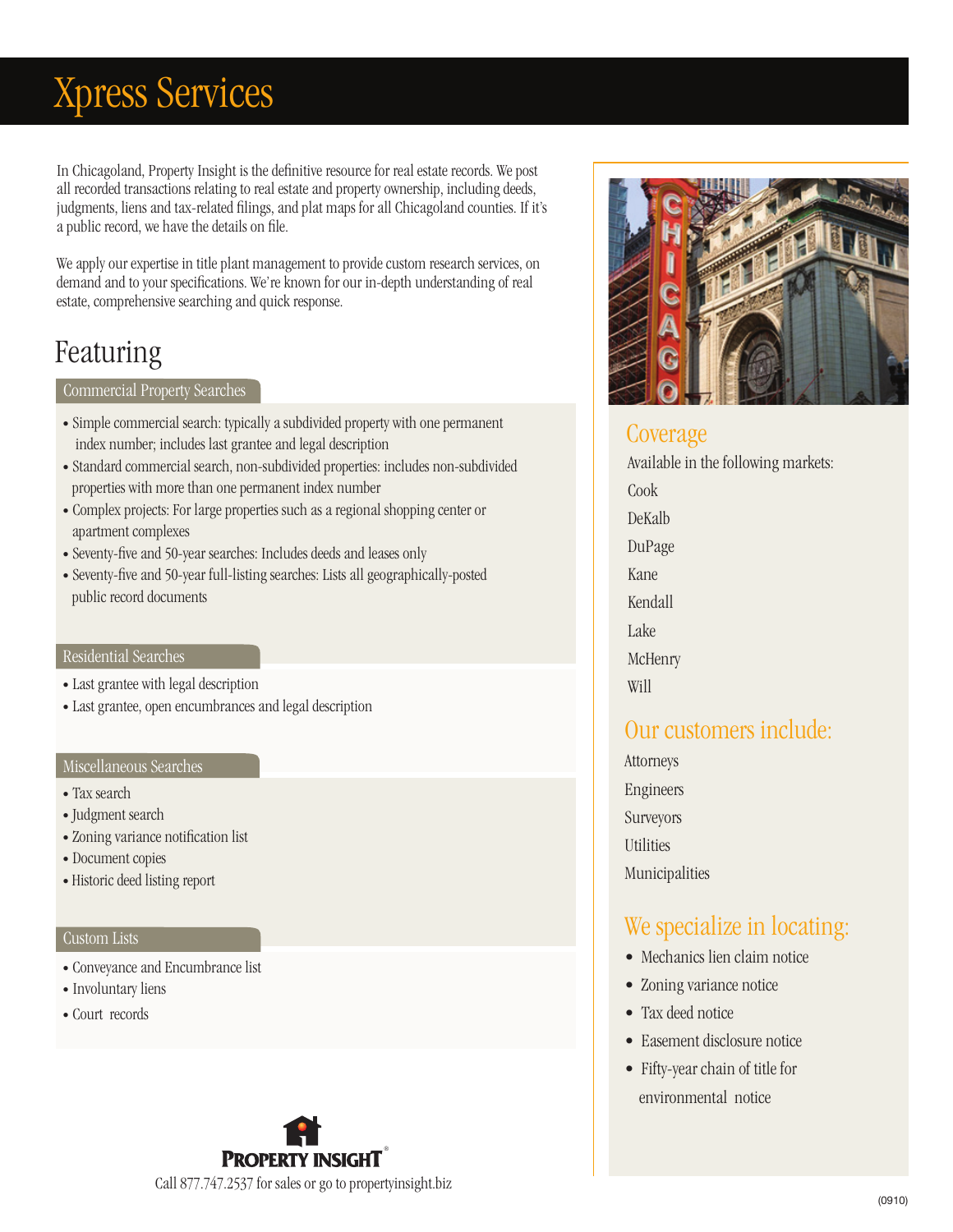# Xpress Services

In Chicagoland, Property Insight is the definitive resource for real estate records. We post all recorded transactions relating to real estate and property ownership, including deeds, judgments, liens and tax-related filings, and plat maps for all Chicagoland counties. If it's a public record, we have the details on file.

We apply our expertise in title plant management to provide custom research services, on demand and to your specifications. We're known for our in-depth understanding of real estate, comprehensive searching and quick response.

## Featuring

### Commercial Property Searches

- Simple commercial search: typically a subdivided property with one permanent index number; includes last grantee and legal description
- Standard commercial search, non-subdivided properties: includes non-subdivided properties with more than one permanent index number
- Complex projects: For large properties such as a regional shopping center or apartment complexes
- Seventy-five and 50-year searches: Includes deeds and leases only
- Seventy-five and 50-year full-listing searches: Lists all geographically-posted public record documents

### Residential Searches

- Last grantee with legal description
- Last grantee, open encumbrances and legal description

### Miscellaneous Searches

- Tax search
- Judgment search
- Zoning variance notification list
- Document copies
- Historic deed listing report

### Custom Lists

- Conveyance and Encumbrance list
- Involuntary liens
- Court records

## Coverage

Available in the following markets:

Cook
DeKalb
DuPage
Kane
Kendall
Lake
McHenry
Will

## Our customers include:

Attorneys
Engineers
Surveyors
Utilities
Municipalities

## We specialize in locating:

- Mechanics lien claim notice
- Zoning variance notice
- Tax deed notice
- Easement disclosure notice
- Fifty-year chain of title for environmental notice

PROPERTY INSIGHT®

Call 877.747.2537 for sales or go to propertyinsight.biz

(0910)